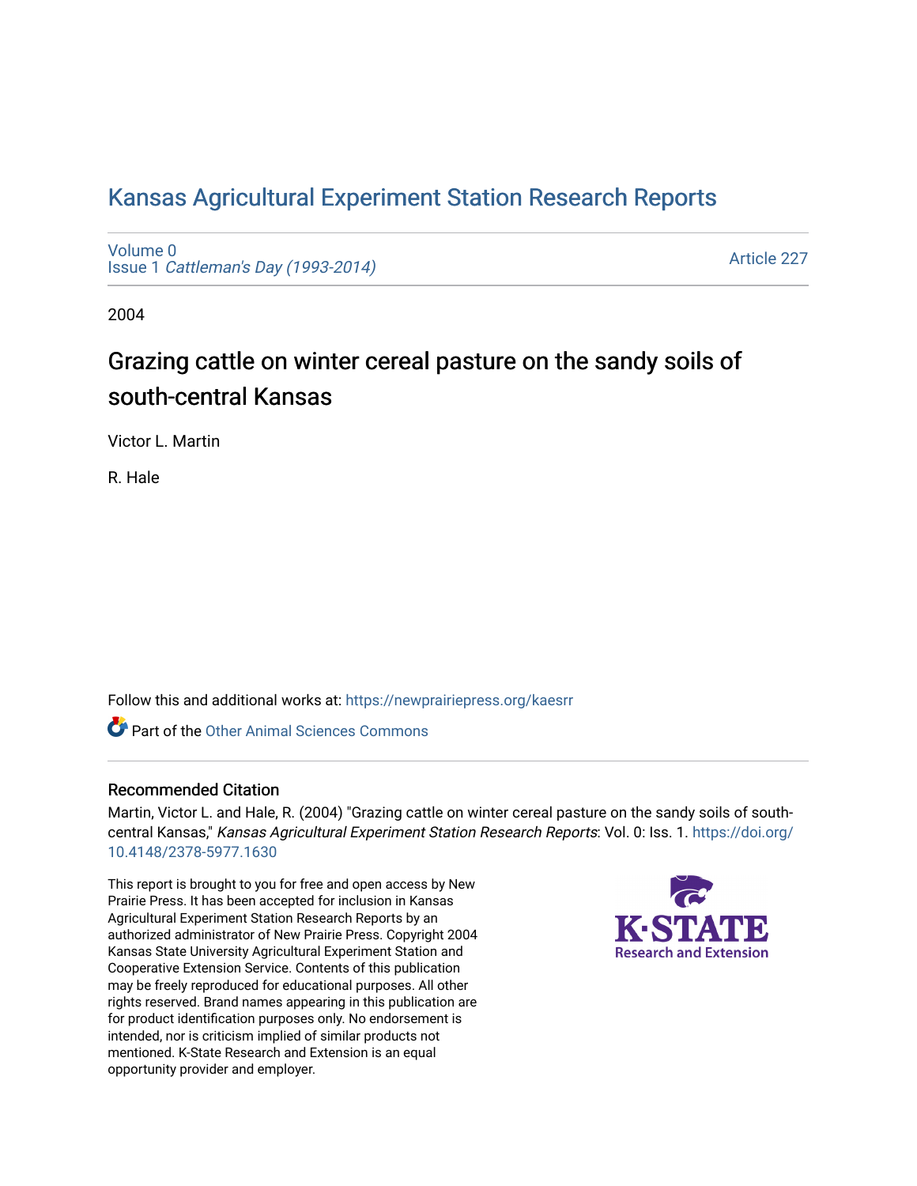# Kansas Agricultural Experiment Station Research Reports

Volume 0
Issue 1 *Cattleman's Day (1993-2014)*

Article 227

2004

## Grazing cattle on winter cereal pasture on the sandy soils of south-central Kansas

Victor L. Martin

R. Hale

Follow this and additional works at: https://newprairiepress.org/kaesrr

Part of the Other Animal Sciences Commons

### Recommended Citation

Martin, Victor L. and Hale, R. (2004) "Grazing cattle on winter cereal pasture on the sandy soils of south-central Kansas," *Kansas Agricultural Experiment Station Research Reports*: Vol. 0: Iss. 1. https://doi.org/10.4148/2378-5977.1630

This report is brought to you for free and open access by New Prairie Press. It has been accepted for inclusion in Kansas Agricultural Experiment Station Research Reports by an authorized administrator of New Prairie Press. Copyright 2004 Kansas State University Agricultural Experiment Station and Cooperative Extension Service. Contents of this publication may be freely reproduced for educational purposes. All other rights reserved. Brand names appearing in this publication are for product identification purposes only. No endorsement is intended, nor is criticism implied of similar products not mentioned. K-State Research and Extension is an equal opportunity provider and employer.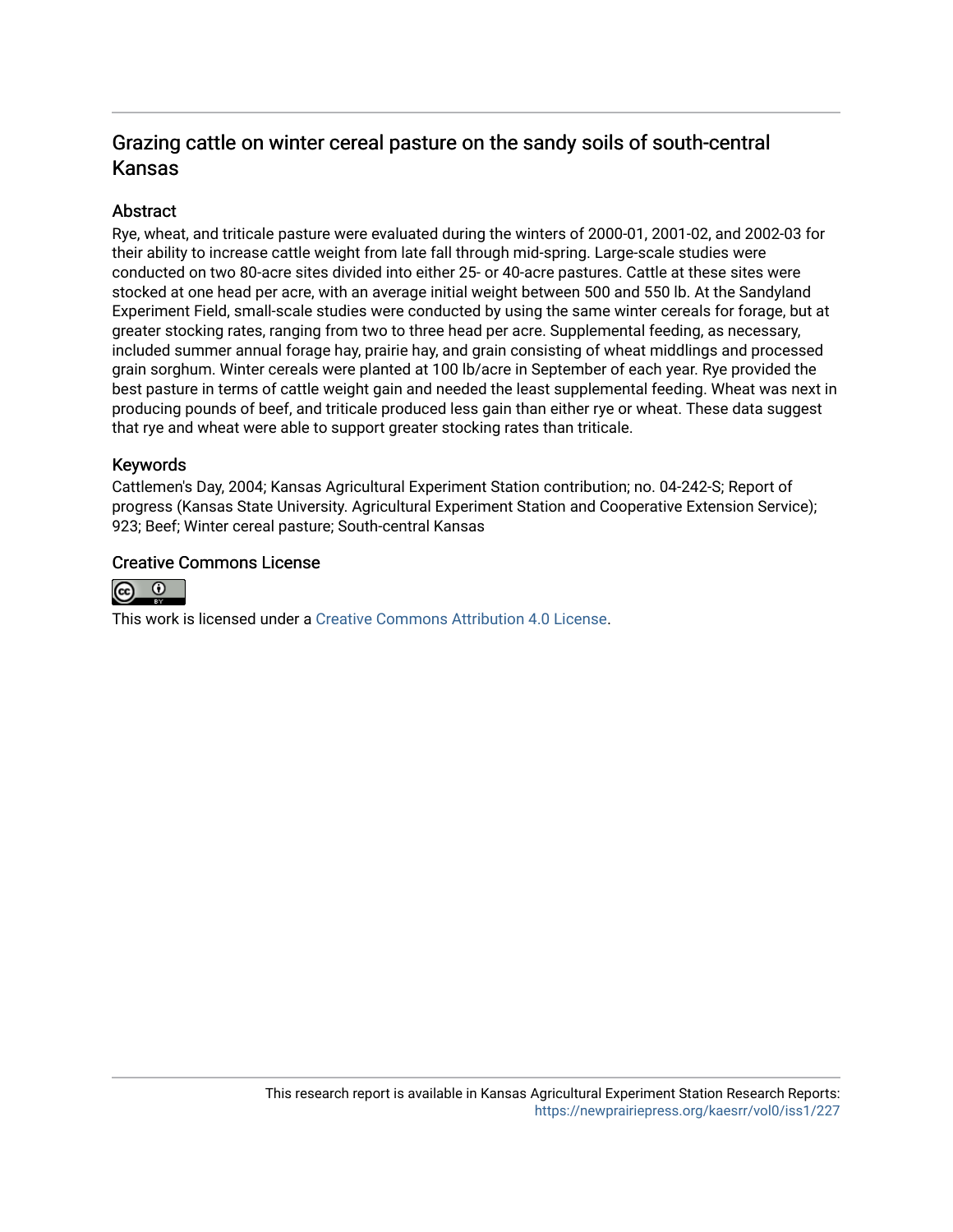## Grazing cattle on winter cereal pasture on the sandy soils of south-central Kansas

### Abstract

Rye, wheat, and triticale pasture were evaluated during the winters of 2000-01, 2001-02, and 2002-03 for their ability to increase cattle weight from late fall through mid-spring. Large-scale studies were conducted on two 80-acre sites divided into either 25- or 40-acre pastures. Cattle at these sites were stocked at one head per acre, with an average initial weight between 500 and 550 lb. At the Sandyland Experiment Field, small-scale studies were conducted by using the same winter cereals for forage, but at greater stocking rates, ranging from two to three head per acre. Supplemental feeding, as necessary, included summer annual forage hay, prairie hay, and grain consisting of wheat middlings and processed grain sorghum. Winter cereals were planted at 100 lb/acre in September of each year. Rye provided the best pasture in terms of cattle weight gain and needed the least supplemental feeding. Wheat was next in producing pounds of beef, and triticale produced less gain than either rye or wheat. These data suggest that rye and wheat were able to support greater stocking rates than triticale.

### Keywords

Cattlemen's Day, 2004; Kansas Agricultural Experiment Station contribution; no. 04-242-S; Report of progress (Kansas State University. Agricultural Experiment Station and Cooperative Extension Service); 923; Beef; Winter cereal pasture; South-central Kansas

### Creative Commons License

This work is licensed under a Creative Commons Attribution 4.0 License.

This research report is available in Kansas Agricultural Experiment Station Research Reports: https://newprairiepress.org/kaesrr/vol0/iss1/227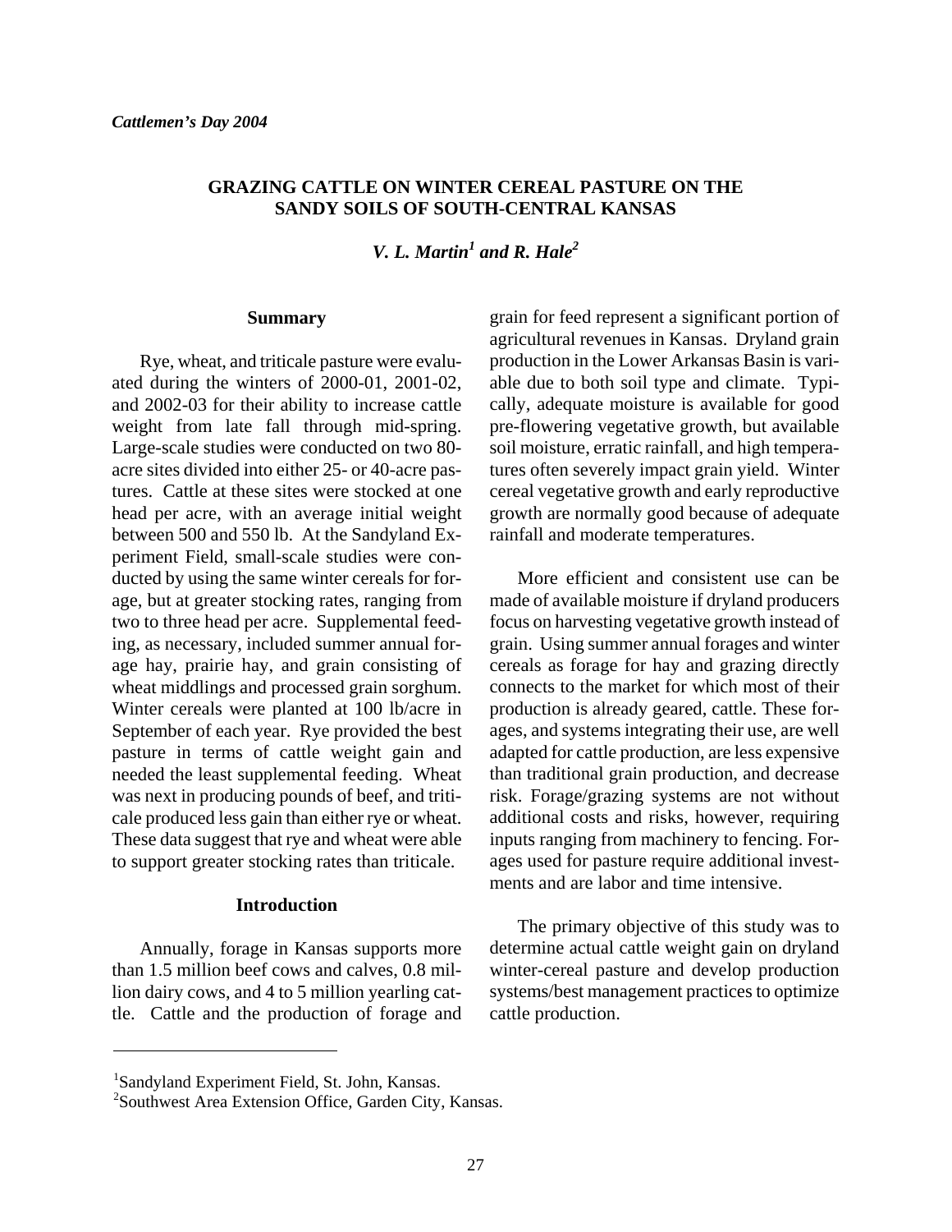# GRAZING CATTLE ON WINTER CEREAL PASTURE ON THE SANDY SOILS OF SOUTH-CENTRAL KANSAS

***V. L. Martin[1] and R. Hale[2]***

## Summary

Rye, wheat, and triticale pasture were evaluated during the winters of 2000-01, 2001-02, and 2002-03 for their ability to increase cattle weight from late fall through mid-spring. Large-scale studies were conducted on two 80-acre sites divided into either 25- or 40-acre pastures. Cattle at these sites were stocked at one head per acre, with an average initial weight between 500 and 550 lb. At the Sandyland Experiment Field, small-scale studies were conducted by using the same winter cereals for forage, but at greater stocking rates, ranging from two to three head per acre. Supplemental feeding, as necessary, included summer annual forage hay, prairie hay, and grain consisting of wheat middlings and processed grain sorghum. Winter cereals were planted at 100 lb/acre in September of each year. Rye provided the best pasture in terms of cattle weight gain and needed the least supplemental feeding. Wheat was next in producing pounds of beef, and triticale produced less gain than either rye or wheat. These data suggest that rye and wheat were able to support greater stocking rates than triticale.

## Introduction

Annually, forage in Kansas supports more than 1.5 million beef cows and calves, 0.8 million dairy cows, and 4 to 5 million yearling cattle. Cattle and the production of forage and grain for feed represent a significant portion of agricultural revenues in Kansas. Dryland grain production in the Lower Arkansas Basin is variable due to both soil type and climate. Typically, adequate moisture is available for good pre-flowering vegetative growth, but available soil moisture, erratic rainfall, and high temperatures often severely impact grain yield. Winter cereal vegetative growth and early reproductive growth are normally good because of adequate rainfall and moderate temperatures.

More efficient and consistent use can be made of available moisture if dryland producers focus on harvesting vegetative growth instead of grain. Using summer annual forages and winter cereals as forage for hay and grazing directly connects to the market for which most of their production is already geared, cattle. These forages, and systems integrating their use, are well adapted for cattle production, are less expensive than traditional grain production, and decrease risk. Forage/grazing systems are not without additional costs and risks, however, requiring inputs ranging from machinery to fencing. Forages used for pasture require additional investments and are labor and time intensive.

The primary objective of this study was to determine actual cattle weight gain on dryland winter-cereal pasture and develop production systems/best management practices to optimize cattle production.

---

[1]Sandyland Experiment Field, St. John, Kansas.
[2]Southwest Area Extension Office, Garden City, Kansas.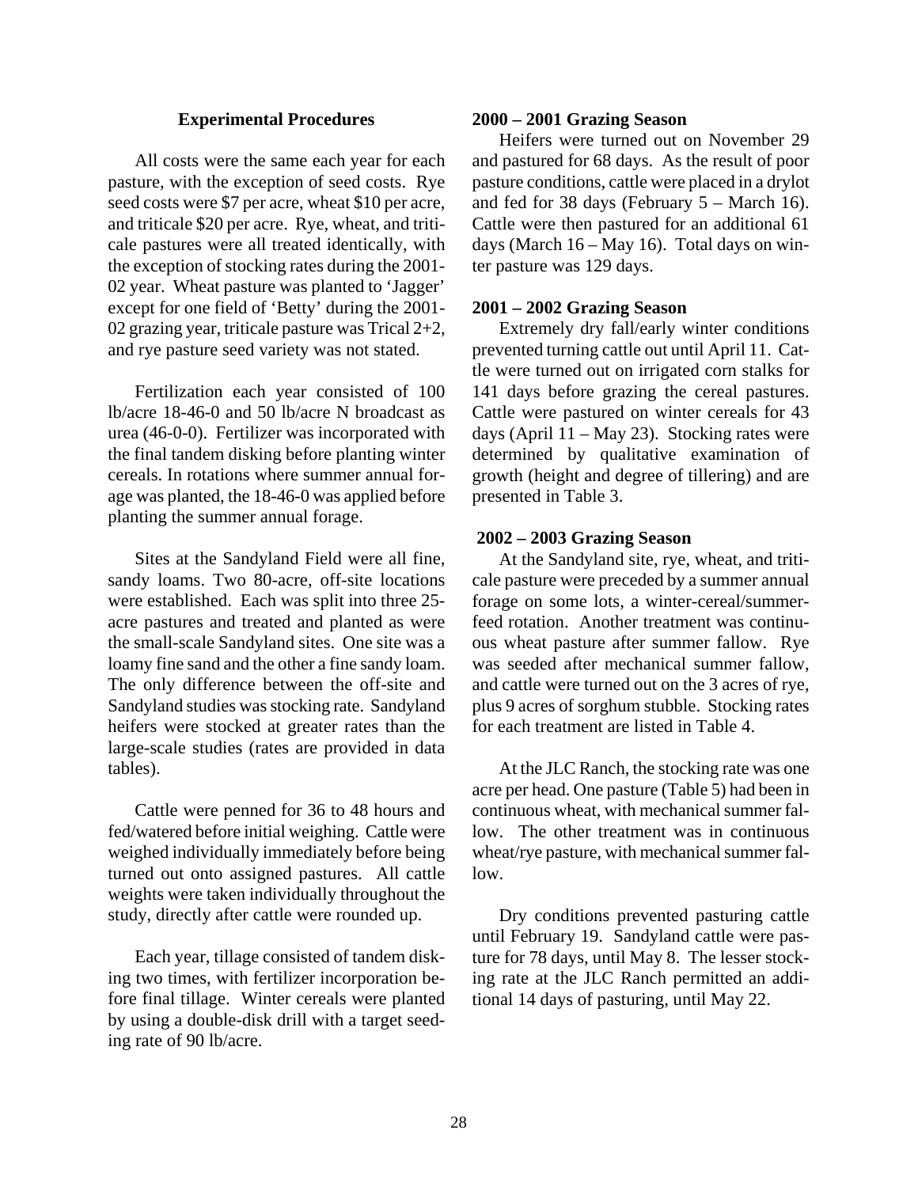### Experimental Procedures

All costs were the same each year for each pasture, with the exception of seed costs. Rye seed costs were $7 per acre, wheat $10 per acre, and triticale $20 per acre. Rye, wheat, and triticale pastures were all treated identically, with the exception of stocking rates during the 2001-02 year. Wheat pasture was planted to 'Jagger' except for one field of 'Betty' during the 2001-02 grazing year, triticale pasture was Trical 2+2, and rye pasture seed variety was not stated.

Fertilization each year consisted of 100 lb/acre 18-46-0 and 50 lb/acre N broadcast as urea (46-0-0). Fertilizer was incorporated with the final tandem disking before planting winter cereals. In rotations where summer annual forage was planted, the 18-46-0 was applied before planting the summer annual forage.

Sites at the Sandyland Field were all fine, sandy loams. Two 80-acre, off-site locations were established. Each was split into three 25-acre pastures and treated and planted as were the small-scale Sandyland sites. One site was a loamy fine sand and the other a fine sandy loam. The only difference between the off-site and Sandyland studies was stocking rate. Sandyland heifers were stocked at greater rates than the large-scale studies (rates are provided in data tables).

Cattle were penned for 36 to 48 hours and fed/watered before initial weighing. Cattle were weighed individually immediately before being turned out onto assigned pastures. All cattle weights were taken individually throughout the study, directly after cattle were rounded up.

Each year, tillage consisted of tandem disking two times, with fertilizer incorporation before final tillage. Winter cereals were planted by using a double-disk drill with a target seeding rate of 90 lb/acre.

#### 2000 – 2001 Grazing Season

Heifers were turned out on November 29 and pastured for 68 days. As the result of poor pasture conditions, cattle were placed in a drylot and fed for 38 days (February 5 – March 16). Cattle were then pastured for an additional 61 days (March 16 – May 16). Total days on winter pasture was 129 days.

#### 2001 – 2002 Grazing Season

Extremely dry fall/early winter conditions prevented turning cattle out until April 11. Cattle were turned out on irrigated corn stalks for 141 days before grazing the cereal pastures. Cattle were pastured on winter cereals for 43 days (April 11 – May 23). Stocking rates were determined by qualitative examination of growth (height and degree of tillering) and are presented in Table 3.

#### 2002 – 2003 Grazing Season

At the Sandyland site, rye, wheat, and triticale pasture were preceded by a summer annual forage on some lots, a winter-cereal/summer-feed rotation. Another treatment was continuous wheat pasture after summer fallow. Rye was seeded after mechanical summer fallow, and cattle were turned out on the 3 acres of rye, plus 9 acres of sorghum stubble. Stocking rates for each treatment are listed in Table 4.

At the JLC Ranch, the stocking rate was one acre per head. One pasture (Table 5) had been in continuous wheat, with mechanical summer fallow. The other treatment was in continuous wheat/rye pasture, with mechanical summer fallow.

Dry conditions prevented pasturing cattle until February 19. Sandyland cattle were pasture for 78 days, until May 8. The lesser stocking rate at the JLC Ranch permitted an additional 14 days of pasturing, until May 22.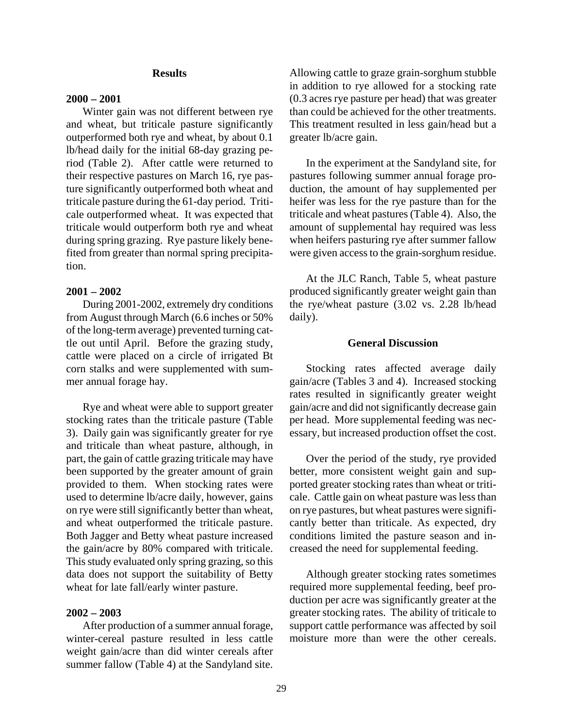## Results

### 2000 – 2001

Winter gain was not different between rye and wheat, but triticale pasture significantly outperformed both rye and wheat, by about 0.1 lb/head daily for the initial 68-day grazing period (Table 2). After cattle were returned to their respective pastures on March 16, rye pasture significantly outperformed both wheat and triticale pasture during the 61-day period. Triticale outperformed wheat. It was expected that triticale would outperform both rye and wheat during spring grazing. Rye pasture likely benefited from greater than normal spring precipitation.

### 2001 – 2002

During 2001-2002, extremely dry conditions from August through March (6.6 inches or 50% of the long-term average) prevented turning cattle out until April. Before the grazing study, cattle were placed on a circle of irrigated Bt corn stalks and were supplemented with summer annual forage hay.

Rye and wheat were able to support greater stocking rates than the triticale pasture (Table 3). Daily gain was significantly greater for rye and triticale than wheat pasture, although, in part, the gain of cattle grazing triticale may have been supported by the greater amount of grain provided to them. When stocking rates were used to determine lb/acre daily, however, gains on rye were still significantly better than wheat, and wheat outperformed the triticale pasture. Both Jagger and Betty wheat pasture increased the gain/acre by 80% compared with triticale. This study evaluated only spring grazing, so this data does not support the suitability of Betty wheat for late fall/early winter pasture.

### 2002 – 2003

After production of a summer annual forage, winter-cereal pasture resulted in less cattle weight gain/acre than did winter cereals after summer fallow (Table 4) at the Sandyland site. Allowing cattle to graze grain-sorghum stubble in addition to rye allowed for a stocking rate (0.3 acres rye pasture per head) that was greater than could be achieved for the other treatments. This treatment resulted in less gain/head but a greater lb/acre gain.

In the experiment at the Sandyland site, for pastures following summer annual forage production, the amount of hay supplemented per heifer was less for the rye pasture than for the triticale and wheat pastures (Table 4). Also, the amount of supplemental hay required was less when heifers pasturing rye after summer fallow were given access to the grain-sorghum residue.

At the JLC Ranch, Table 5, wheat pasture produced significantly greater weight gain than the rye/wheat pasture (3.02 vs. 2.28 lb/head daily).

## General Discussion

Stocking rates affected average daily gain/acre (Tables 3 and 4). Increased stocking rates resulted in significantly greater weight gain/acre and did not significantly decrease gain per head. More supplemental feeding was necessary, but increased production offset the cost.

Over the period of the study, rye provided better, more consistent weight gain and supported greater stocking rates than wheat or triticale. Cattle gain on wheat pasture was less than on rye pastures, but wheat pastures were significantly better than triticale. As expected, dry conditions limited the pasture season and increased the need for supplemental feeding.

Although greater stocking rates sometimes required more supplemental feeding, beef production per acre was significantly greater at the greater stocking rates. The ability of triticale to support cattle performance was affected by soil moisture more than were the other cereals.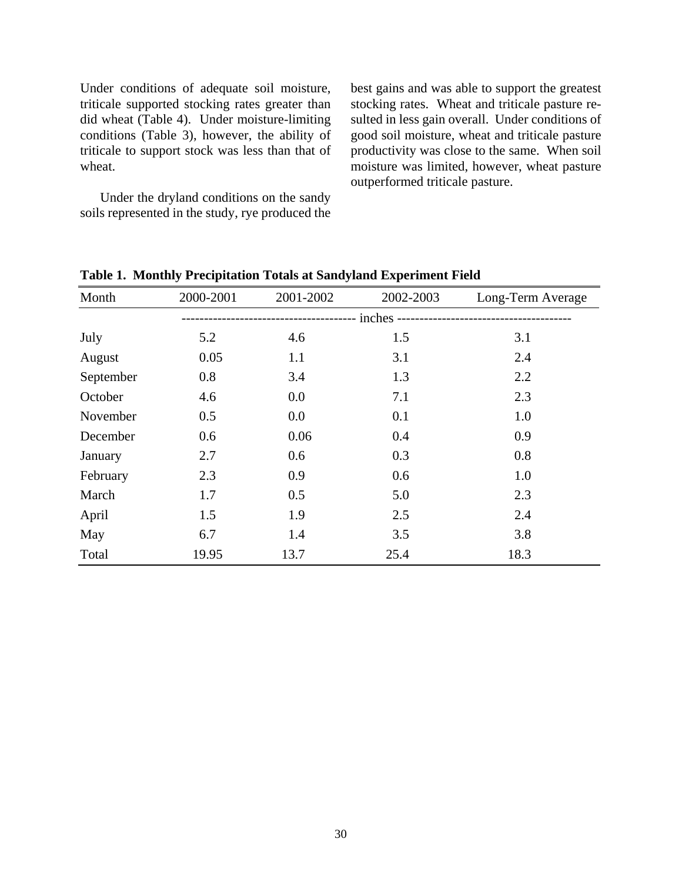Under conditions of adequate soil moisture, triticale supported stocking rates greater than did wheat (Table 4). Under moisture-limiting conditions (Table 3), however, the ability of triticale to support stock was less than that of wheat.

Under the dryland conditions on the sandy soils represented in the study, rye produced the best gains and was able to support the greatest stocking rates. Wheat and triticale pasture resulted in less gain overall. Under conditions of good soil moisture, wheat and triticale pasture productivity was close to the same. When soil moisture was limited, however, wheat pasture outperformed triticale pasture.

**Table 1. Monthly Precipitation Totals at Sandyland Experiment Field**

| Month | 2000-2001 | 2001-2002 | 2002-2003 | Long-Term Average |
|---|---|---|---|---|
| | ---------- inches ---------- | | | |
| July | 5.2 | 4.6 | 1.5 | 3.1 |
| August | 0.05 | 1.1 | 3.1 | 2.4 |
| September | 0.8 | 3.4 | 1.3 | 2.2 |
| October | 4.6 | 0.0 | 7.1 | 2.3 |
| November | 0.5 | 0.0 | 0.1 | 1.0 |
| December | 0.6 | 0.06 | 0.4 | 0.9 |
| January | 2.7 | 0.6 | 0.3 | 0.8 |
| February | 2.3 | 0.9 | 0.6 | 1.0 |
| March | 1.7 | 0.5 | 5.0 | 2.3 |
| April | 1.5 | 1.9 | 2.5 | 2.4 |
| May | 6.7 | 1.4 | 3.5 | 3.8 |
| Total | 19.95 | 13.7 | 25.4 | 18.3 |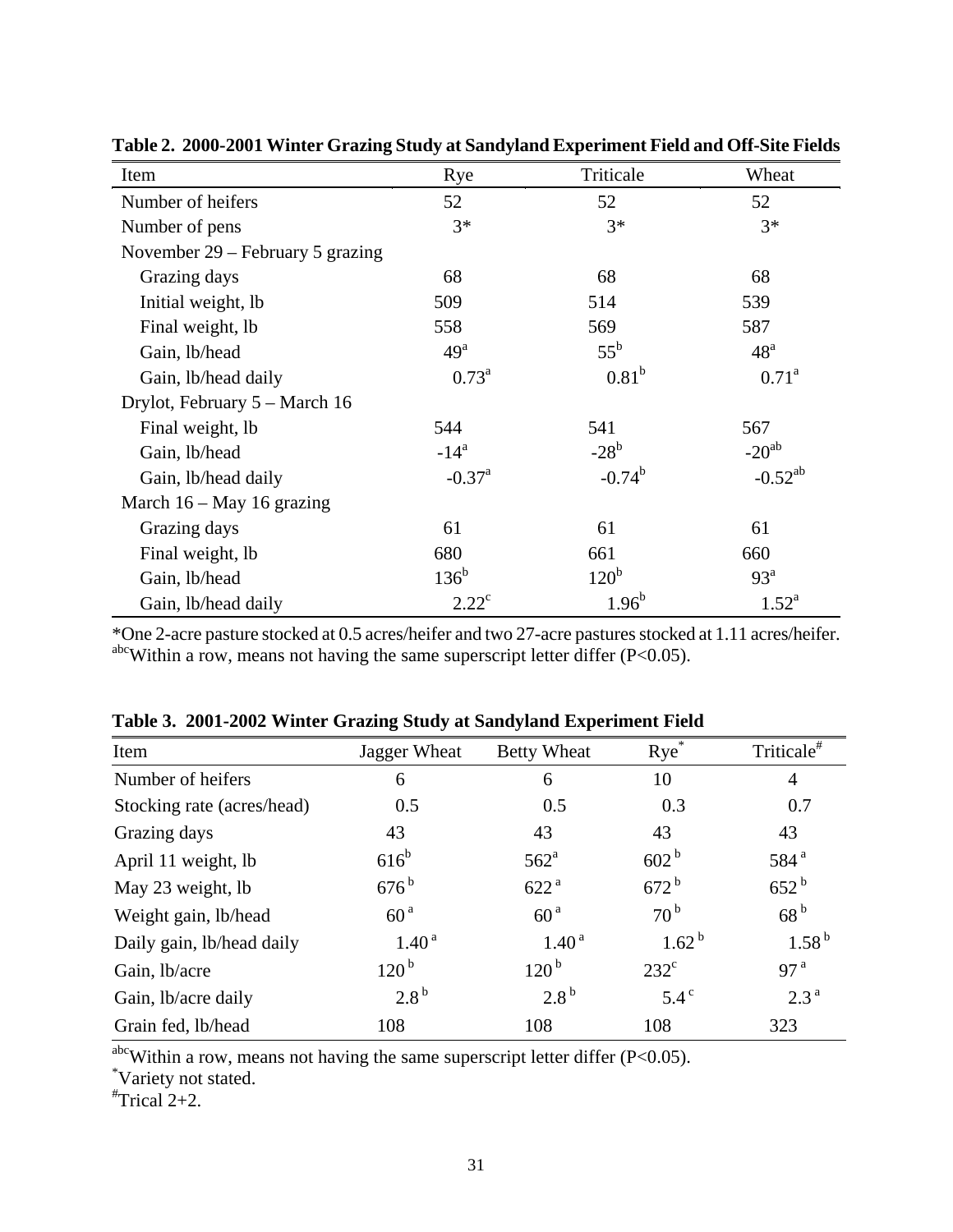**Table 2. 2000-2001 Winter Grazing Study at Sandyland Experiment Field and Off-Site Fields**

| Item | Rye | Triticale | Wheat |
|---|---|---|---|
| Number of heifers | 52 | 52 | 52 |
| Number of pens | 3* | 3* | 3* |
| November 29 – February 5 grazing | | | |
| Grazing days | 68 | 68 | 68 |
| Initial weight, lb | 509 | 514 | 539 |
| Final weight, lb | 558 | 569 | 587 |
| Gain, lb/head | $49^{a}$ | $55^{b}$ | $48^{a}$ |
| Gain, lb/head daily | $0.73^{a}$ | $0.81^{b}$ | $0.71^{a}$ |
| Drylot, February 5 – March 16 | | | |
| Final weight, lb | 544 | 541 | 567 |
| Gain, lb/head | $-14^{a}$ | $-28^{b}$ | $-20^{ab}$ |
| Gain, lb/head daily | $-0.37^{a}$ | $-0.74^{b}$ | $-0.52^{ab}$ |
| March 16 – May 16 grazing | | | |
| Grazing days | 61 | 61 | 61 |
| Final weight, lb | 680 | 661 | 660 |
| Gain, lb/head | $136^{b}$ | $120^{b}$ | $93^{a}$ |
| Gain, lb/head daily | $2.22^{c}$ | $1.96^{b}$ | $1.52^{a}$ |

*One 2-acre pasture stocked at 0.5 acres/heifer and two 27-acre pastures stocked at 1.11 acres/heifer.
[abc]Within a row, means not having the same superscript letter differ (P<0.05).

**Table 3. 2001-2002 Winter Grazing Study at Sandyland Experiment Field**

| Item | Jagger Wheat | Betty Wheat | Rye* | Triticale# |
|---|---|---|---|---|
| Number of heifers | 6 | 6 | 10 | 4 |
| Stocking rate (acres/head) | 0.5 | 0.5 | 0.3 | 0.7 |
| Grazing days | 43 | 43 | 43 | 43 |
| April 11 weight, lb | $616^{b}$ | $562^{a}$ | $602^{b}$ | $584^{a}$ |
| May 23 weight, lb | $676^{b}$ | $622^{a}$ | $672^{b}$ | $652^{b}$ |
| Weight gain, lb/head | $60^{a}$ | $60^{a}$ | $70^{b}$ | $68^{b}$ |
| Daily gain, lb/head daily | $1.40^{a}$ | $1.40^{a}$ | $1.62^{b}$ | $1.58^{b}$ |
| Gain, lb/acre | $120^{b}$ | $120^{b}$ | $232^{c}$ | $97^{a}$ |
| Gain, lb/acre daily | $2.8^{b}$ | $2.8^{b}$ | $5.4^{c}$ | $2.3^{a}$ |
| Grain fed, lb/head | 108 | 108 | 108 | 323 |

[abc]Within a row, means not having the same superscript letter differ (P<0.05).
*Variety not stated.
#Trical 2+2.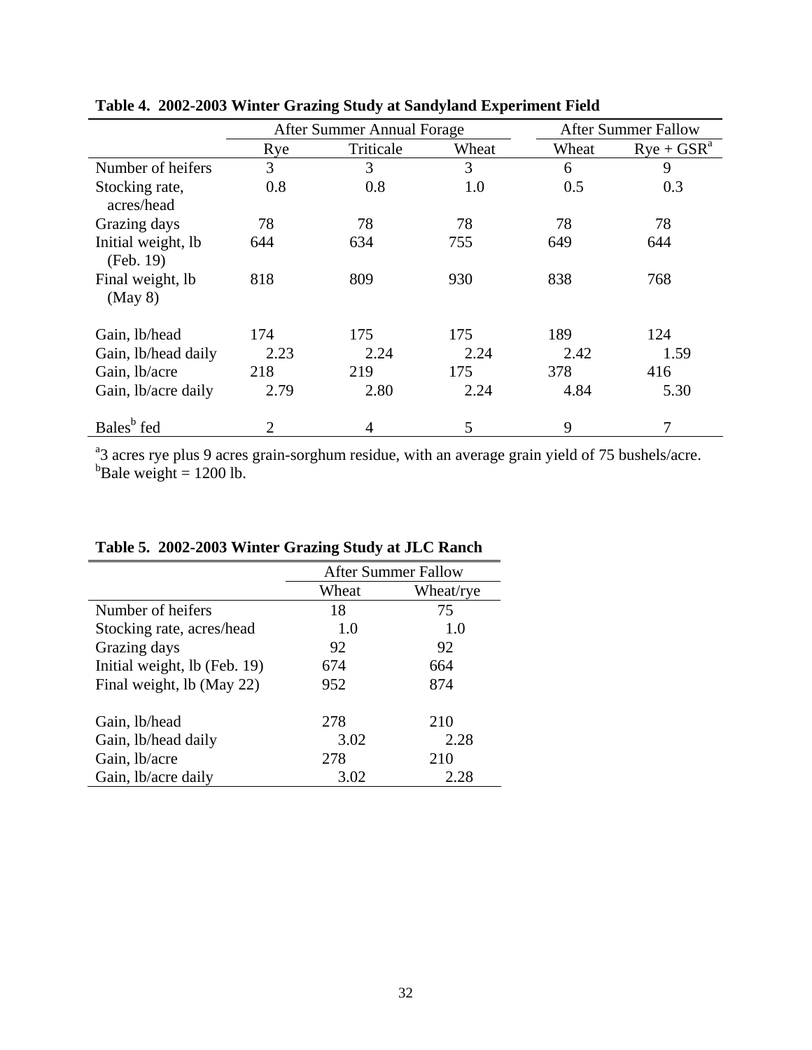**Table 4. 2002-2003 Winter Grazing Study at Sandyland Experiment Field**

| | After Summer Annual Forage | | | After Summer Fallow | |
|---|---|---|---|---|---|
| | Rye | Triticale | Wheat | Wheat | Rye + GSR[a] |
| Number of heifers | 3 | 3 | 3 | 6 | 9 |
| Stocking rate, acres/head | 0.8 | 0.8 | 1.0 | 0.5 | 0.3 |
| Grazing days | 78 | 78 | 78 | 78 | 78 |
| Initial weight, lb (Feb. 19) | 644 | 634 | 755 | 649 | 644 |
| Final weight, lb (May 8) | 818 | 809 | 930 | 838 | 768 |
| Gain, lb/head | 174 | 175 | 175 | 189 | 124 |
| Gain, lb/head daily | 2.23 | 2.24 | 2.24 | 2.42 | 1.59 |
| Gain, lb/acre | 218 | 219 | 175 | 378 | 416 |
| Gain, lb/acre daily | 2.79 | 2.80 | 2.24 | 4.84 | 5.30 |
| Bales[b] fed | 2 | 4 | 5 | 9 | 7 |

[a]3 acres rye plus 9 acres grain-sorghum residue, with an average grain yield of 75 bushels/acre.
[b]Bale weight = 1200 lb.

**Table 5. 2002-2003 Winter Grazing Study at JLC Ranch**

| | After Summer Fallow | |
|---|---|---|
| | Wheat | Wheat/rye |
| Number of heifers | 18 | 75 |
| Stocking rate, acres/head | 1.0 | 1.0 |
| Grazing days | 92 | 92 |
| Initial weight, lb (Feb. 19) | 674 | 664 |
| Final weight, lb (May 22) | 952 | 874 |
| Gain, lb/head | 278 | 210 |
| Gain, lb/head daily | 3.02 | 2.28 |
| Gain, lb/acre | 278 | 210 |
| Gain, lb/acre daily | 3.02 | 2.28 |